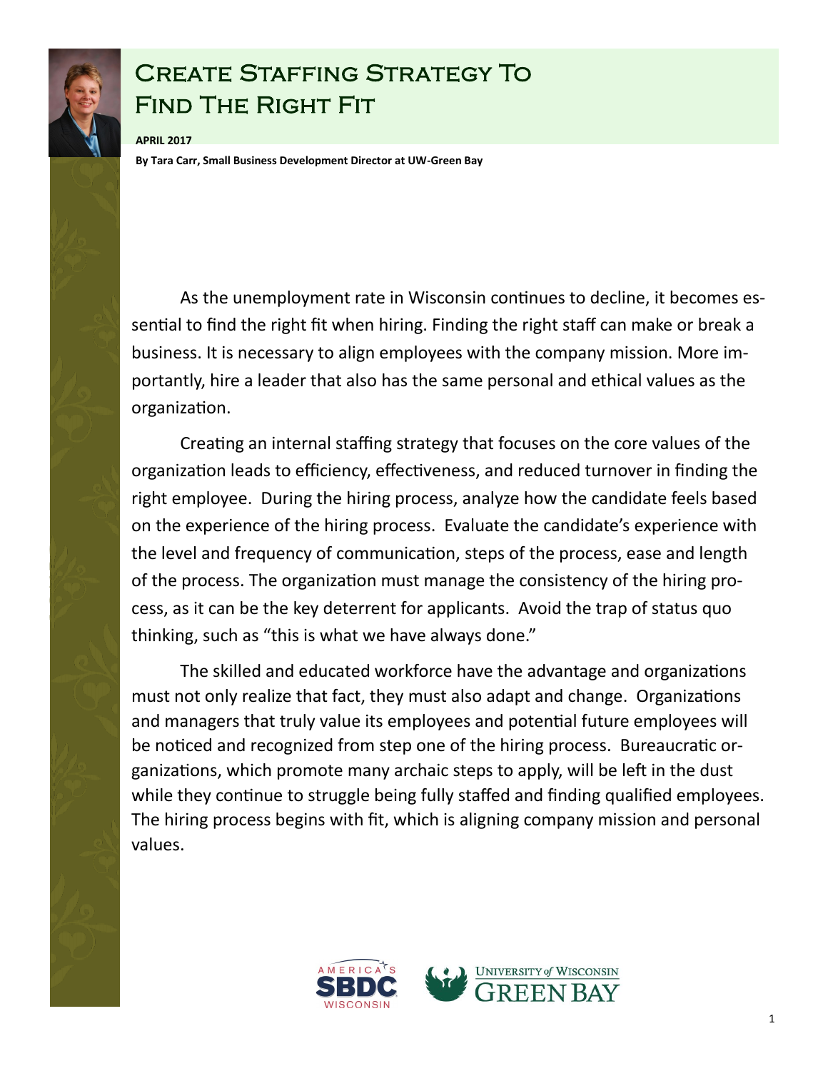# Create Staffing Strategy To Find The Right Fit

**APRIL 2017**

**By Tara Carr, Small Business Development Director at UW-Green Bay**

As the unemployment rate in Wisconsin continues to decline, it becomes essential to find the right fit when hiring. Finding the right staff can make or break a business. It is necessary to align employees with the company mission. More importantly, hire a leader that also has the same personal and ethical values as the organization.

Creating an internal staffing strategy that focuses on the core values of the organization leads to efficiency, effectiveness, and reduced turnover in finding the right employee. During the hiring process, analyze how the candidate feels based on the experience of the hiring process. Evaluate the candidate's experience with the level and frequency of communication, steps of the process, ease and length of the process. The organization must manage the consistency of the hiring process, as it can be the key deterrent for applicants. Avoid the trap of status quo thinking, such as "this is what we have always done."

The skilled and educated workforce have the advantage and organizations must not only realize that fact, they must also adapt and change. Organizations and managers that truly value its employees and potential future employees will be noticed and recognized from step one of the hiring process. Bureaucratic organizations, which promote many archaic steps to apply, will be left in the dust while they continue to struggle being fully staffed and finding qualified employees. The hiring process begins with fit, which is aligning company mission and personal values.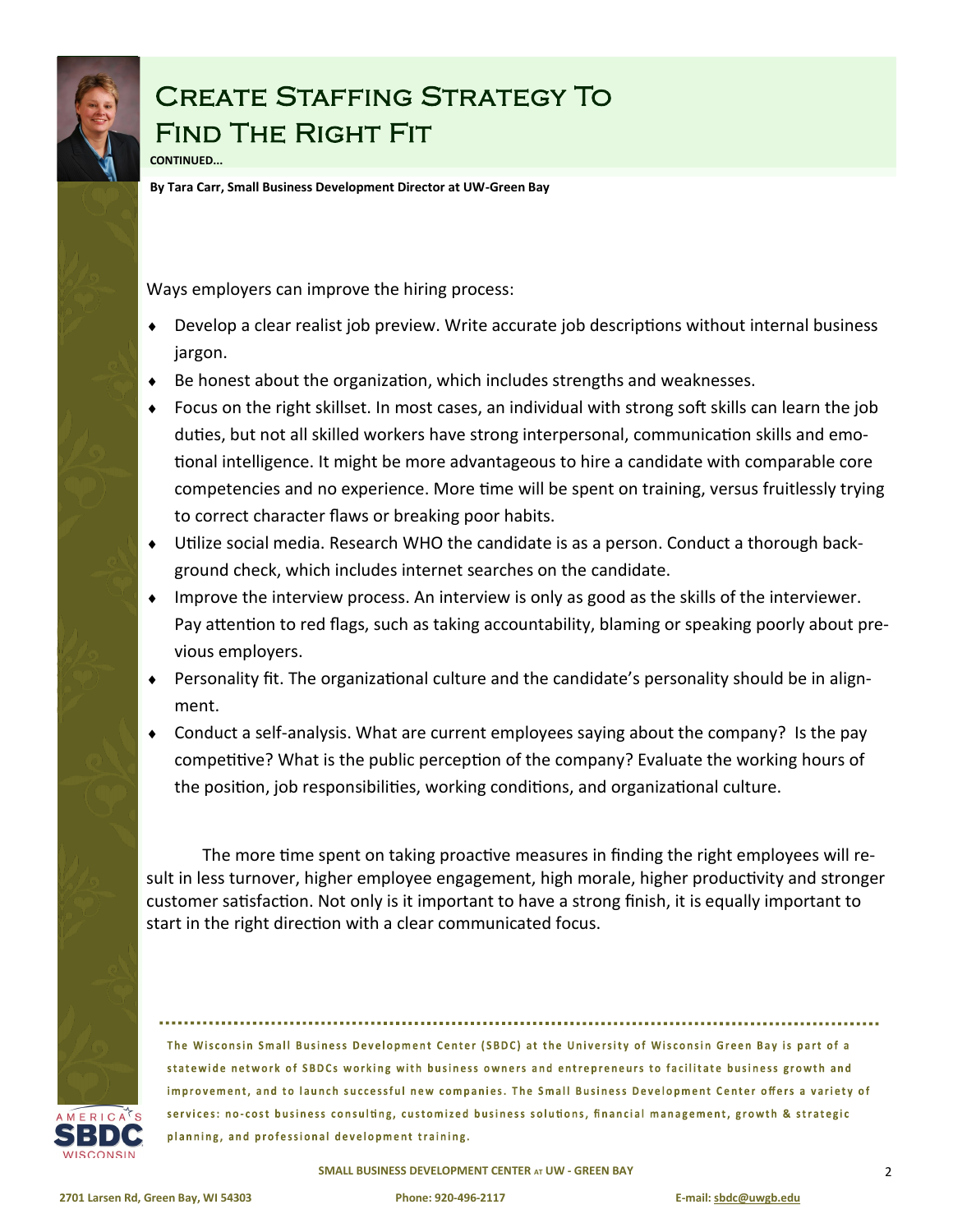# Create Staffing Strategy To Find The Right Fit

**CONTINUED…**

**By Tara Carr, Small Business Development Director at UW-Green Bay**

Ways employers can improve the hiring process:

- Develop a clear realist job preview. Write accurate job descriptions without internal business jargon.
- Be honest about the organization, which includes strengths and weaknesses.
- Focus on the right skillset. In most cases, an individual with strong soft skills can learn the job duties, but not all skilled workers have strong interpersonal, communication skills and emotional intelligence. It might be more advantageous to hire a candidate with comparable core competencies and no experience. More time will be spent on training, versus fruitlessly trying to correct character flaws or breaking poor habits.
- Utilize social media. Research WHO the candidate is as a person. Conduct a thorough background check, which includes internet searches on the candidate.
- Improve the interview process. An interview is only as good as the skills of the interviewer. Pay attention to red flags, such as taking accountability, blaming or speaking poorly about previous employers.
- Personality fit. The organizational culture and the candidate's personality should be in alignment.
- Conduct a self-analysis. What are current employees saying about the company? Is the pay competitive? What is the public perception of the company? Evaluate the working hours of the position, job responsibilities, working conditions, and organizational culture.

The more time spent on taking proactive measures in finding the right employees will result in less turnover, higher employee engagement, high morale, higher productivity and stronger customer satisfaction. Not only is it important to have a strong finish, it is equally important to start in the right direction with a clear communicated focus.

---

The Wisconsin Small Business Development Center (SBDC) at the University of Wisconsin Green Bay is part of a statewide network of SBDCs working with business owners and entrepreneurs to facilitate business growth and improvement, and to launch successful new companies. The Small Business Development Center offers a variety of services: no-cost business consulting, customized business solutions, financial management, growth & strategic planning, and professional development training.

**SMALL BUSINESS DEVELOPMENT CENTER AT UW - GREEN BAY**

**2701 Larsen Rd, Green Bay, WI 54303** | **Phone: 920-496-2117** | **E-mail: sbdc@uwgb.edu**